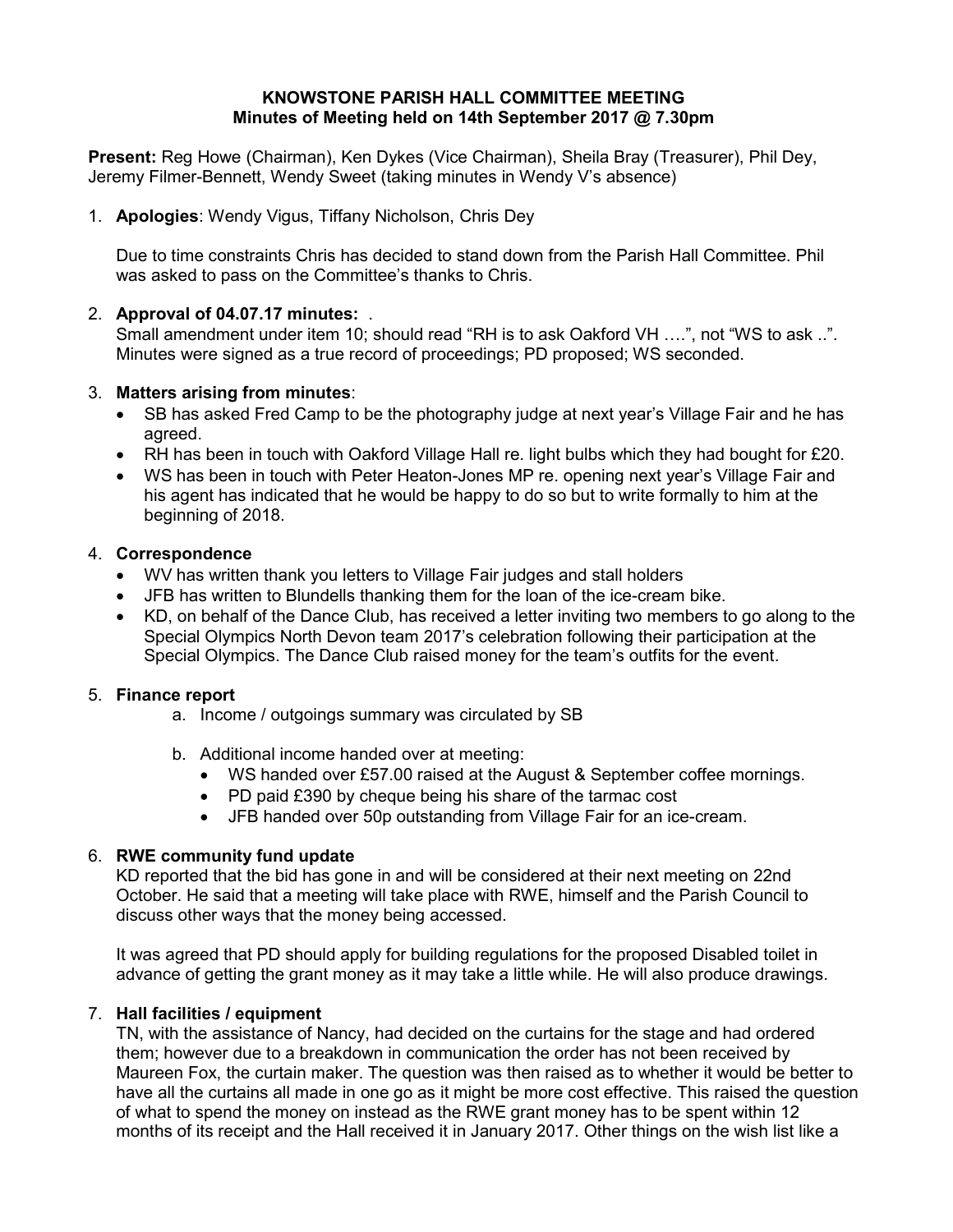**KNOWSTONE PARISH HALL COMMITTEE MEETING**
**Minutes of Meeting held on 14th September 2017 @ 7.30pm**

**Present:** Reg Howe (Chairman), Ken Dykes (Vice Chairman), Sheila Bray (Treasurer), Phil Dey, Jeremy Filmer-Bennett, Wendy Sweet (taking minutes in Wendy V's absence)

1. **Apologies**: Wendy Vigus, Tiffany Nicholson, Chris Dey

   Due to time constraints Chris has decided to stand down from the Parish Hall Committee. Phil was asked to pass on the Committee's thanks to Chris.

2. **Approval of 04.07.17 minutes:** .
   Small amendment under item 10; should read "RH is to ask Oakford VH ….", not "WS to ask ..". Minutes were signed as a true record of proceedings; PD proposed; WS seconded.

3. **Matters arising from minutes**:
   - SB has asked Fred Camp to be the photography judge at next year's Village Fair and he has agreed.
   - RH has been in touch with Oakford Village Hall re. light bulbs which they had bought for £20.
   - WS has been in touch with Peter Heaton-Jones MP re. opening next year's Village Fair and his agent has indicated that he would be happy to do so but to write formally to him at the beginning of 2018.

4. **Correspondence**
   - WV has written thank you letters to Village Fair judges and stall holders
   - JFB has written to Blundells thanking them for the loan of the ice-cream bike.
   - KD, on behalf of the Dance Club, has received a letter inviting two members to go along to the Special Olympics North Devon team 2017's celebration following their participation at the Special Olympics. The Dance Club raised money for the team's outfits for the event.

5. **Finance report**
   a. Income / outgoings summary was circulated by SB

   b. Additional income handed over at meeting:
      - WS handed over £57.00 raised at the August & September coffee mornings.
      - PD paid £390 by cheque being his share of the tarmac cost
      - JFB handed over 50p outstanding from Village Fair for an ice-cream.

6. **RWE community fund update**
   KD reported that the bid has gone in and will be considered at their next meeting on 22nd October. He said that a meeting will take place with RWE, himself and the Parish Council to discuss other ways that the money being accessed.

   It was agreed that PD should apply for building regulations for the proposed Disabled toilet in advance of getting the grant money as it may take a little while. He will also produce drawings.

7. **Hall facilities / equipment**
   TN, with the assistance of Nancy, had decided on the curtains for the stage and had ordered them; however due to a breakdown in communication the order has not been received by Maureen Fox, the curtain maker. The question was then raised as to whether it would be better to have all the curtains all made in one go as it might be more cost effective. This raised the question of what to spend the money on instead as the RWE grant money has to be spent within 12 months of its receipt and the Hall received it in January 2017. Other things on the wish list like a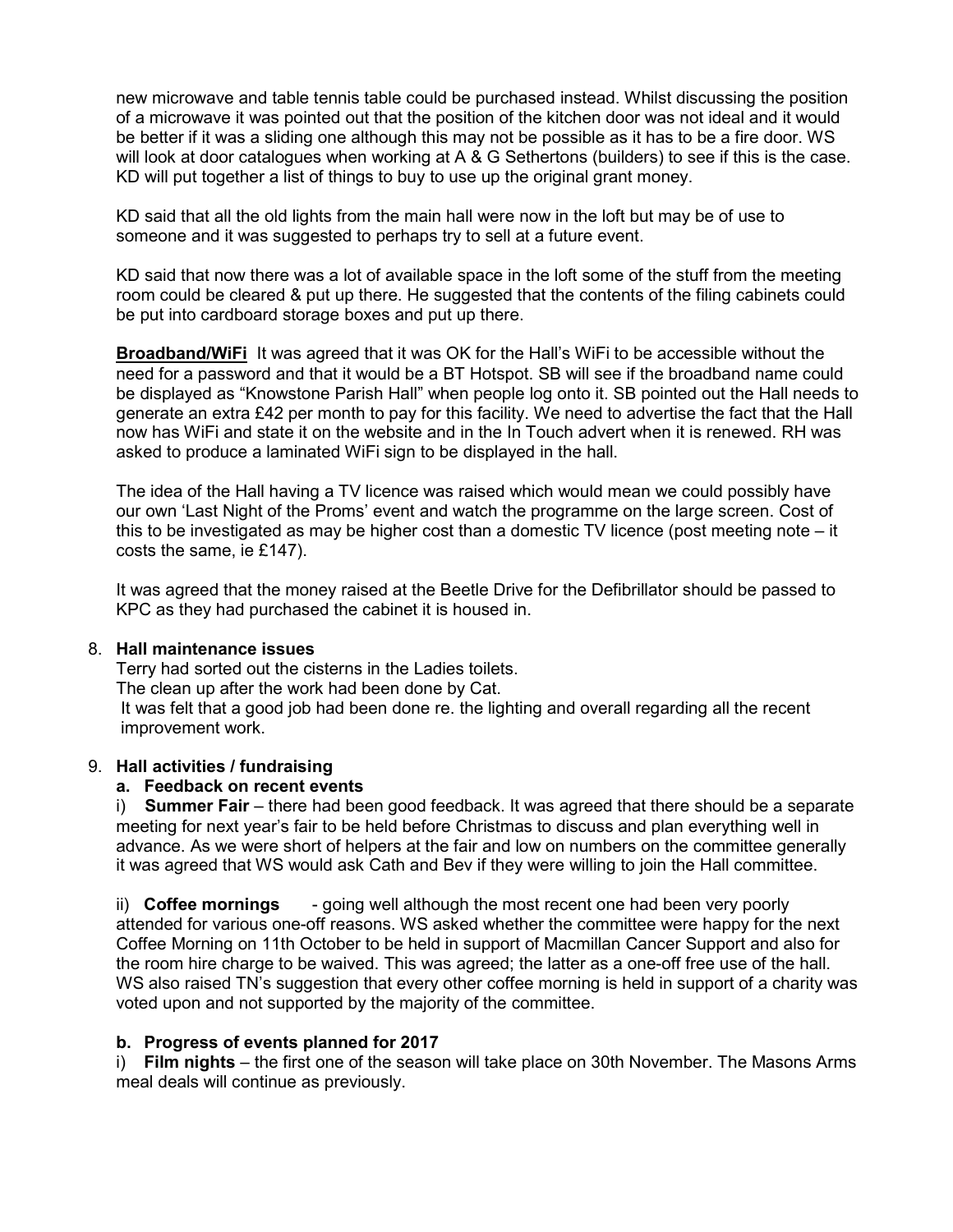new microwave and table tennis table could be purchased instead. Whilst discussing the position of a microwave it was pointed out that the position of the kitchen door was not ideal and it would be better if it was a sliding one although this may not be possible as it has to be a fire door. WS will look at door catalogues when working at A & G Sethertons (builders) to see if this is the case. KD will put together a list of things to buy to use up the original grant money.

KD said that all the old lights from the main hall were now in the loft but may be of use to someone and it was suggested to perhaps try to sell at a future event.

KD said that now there was a lot of available space in the loft some of the stuff from the meeting room could be cleared & put up there. He suggested that the contents of the filing cabinets could be put into cardboard storage boxes and put up there.

**Broadband/WiFi** It was agreed that it was OK for the Hall's WiFi to be accessible without the need for a password and that it would be a BT Hotspot. SB will see if the broadband name could be displayed as "Knowstone Parish Hall" when people log onto it. SB pointed out the Hall needs to generate an extra £42 per month to pay for this facility. We need to advertise the fact that the Hall now has WiFi and state it on the website and in the In Touch advert when it is renewed. RH was asked to produce a laminated WiFi sign to be displayed in the hall.

The idea of the Hall having a TV licence was raised which would mean we could possibly have our own 'Last Night of the Proms' event and watch the programme on the large screen. Cost of this to be investigated as may be higher cost than a domestic TV licence (post meeting note – it costs the same, ie £147).

It was agreed that the money raised at the Beetle Drive for the Defibrillator should be passed to KPC as they had purchased the cabinet it is housed in.

8. **Hall maintenance issues**

   Terry had sorted out the cisterns in the Ladies toilets.
   The clean up after the work had been done by Cat.
   It was felt that a good job had been done re. the lighting and overall regarding all the recent improvement work.

9. **Hall activities / fundraising**

   **a. Feedback on recent events**

   i) **Summer Fair** – there had been good feedback. It was agreed that there should be a separate meeting for next year's fair to be held before Christmas to discuss and plan everything well in advance. As we were short of helpers at the fair and low on numbers on the committee generally it was agreed that WS would ask Cath and Bev if they were willing to join the Hall committee.

   ii) **Coffee mornings** - going well although the most recent one had been very poorly attended for various one-off reasons. WS asked whether the committee were happy for the next Coffee Morning on 11th October to be held in support of Macmillan Cancer Support and also for the room hire charge to be waived. This was agreed; the latter as a one-off free use of the hall. WS also raised TN's suggestion that every other coffee morning is held in support of a charity was voted upon and not supported by the majority of the committee.

   **b. Progress of events planned for 2017**

   i) **Film nights** – the first one of the season will take place on 30th November. The Masons Arms meal deals will continue as previously.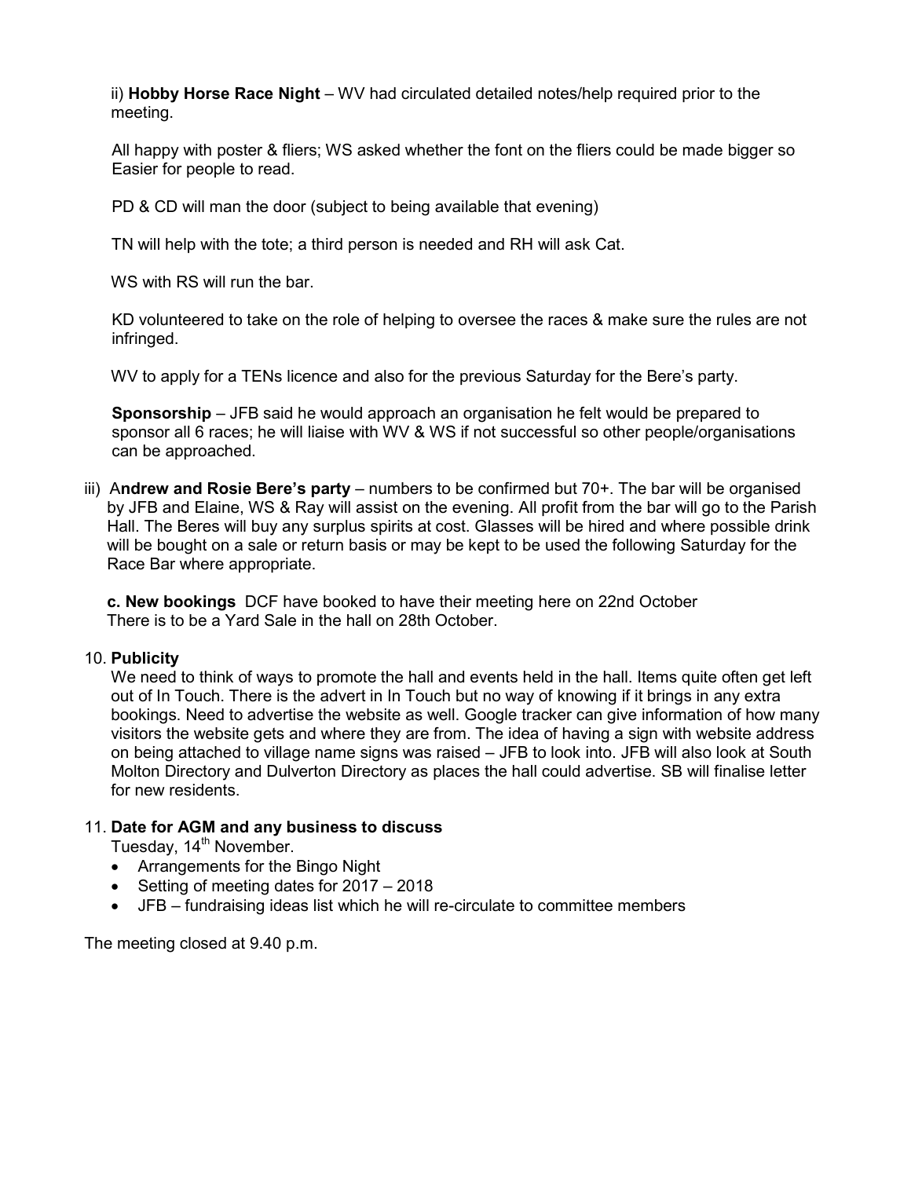ii) **Hobby Horse Race Night** – WV had circulated detailed notes/help required prior to the meeting.

All happy with poster & fliers; WS asked whether the font on the fliers could be made bigger so Easier for people to read.

PD & CD will man the door (subject to being available that evening)

TN will help with the tote; a third person is needed and RH will ask Cat.

WS with RS will run the bar.

KD volunteered to take on the role of helping to oversee the races & make sure the rules are not infringed.

WV to apply for a TENs licence and also for the previous Saturday for the Bere's party.

**Sponsorship** – JFB said he would approach an organisation he felt would be prepared to sponsor all 6 races; he will liaise with WV & WS if not successful so other people/organisations can be approached.

iii) A**ndrew and Rosie Bere's party** – numbers to be confirmed but 70+. The bar will be organised by JFB and Elaine, WS & Ray will assist on the evening. All profit from the bar will go to the Parish Hall. The Beres will buy any surplus spirits at cost. Glasses will be hired and where possible drink will be bought on a sale or return basis or may be kept to be used the following Saturday for the Race Bar where appropriate.

**c. New bookings** DCF have booked to have their meeting here on 22nd October
There is to be a Yard Sale in the hall on 28th October.

10. **Publicity**
We need to think of ways to promote the hall and events held in the hall. Items quite often get left out of In Touch. There is the advert in In Touch but no way of knowing if it brings in any extra bookings. Need to advertise the website as well. Google tracker can give information of how many visitors the website gets and where they are from. The idea of having a sign with website address on being attached to village name signs was raised – JFB to look into. JFB will also look at South Molton Directory and Dulverton Directory as places the hall could advertise. SB will finalise letter for new residents.

11. **Date for AGM and any business to discuss**
Tuesday, 14th November.
- Arrangements for the Bingo Night
- Setting of meeting dates for 2017 – 2018
- JFB – fundraising ideas list which he will re-circulate to committee members

The meeting closed at 9.40 p.m.